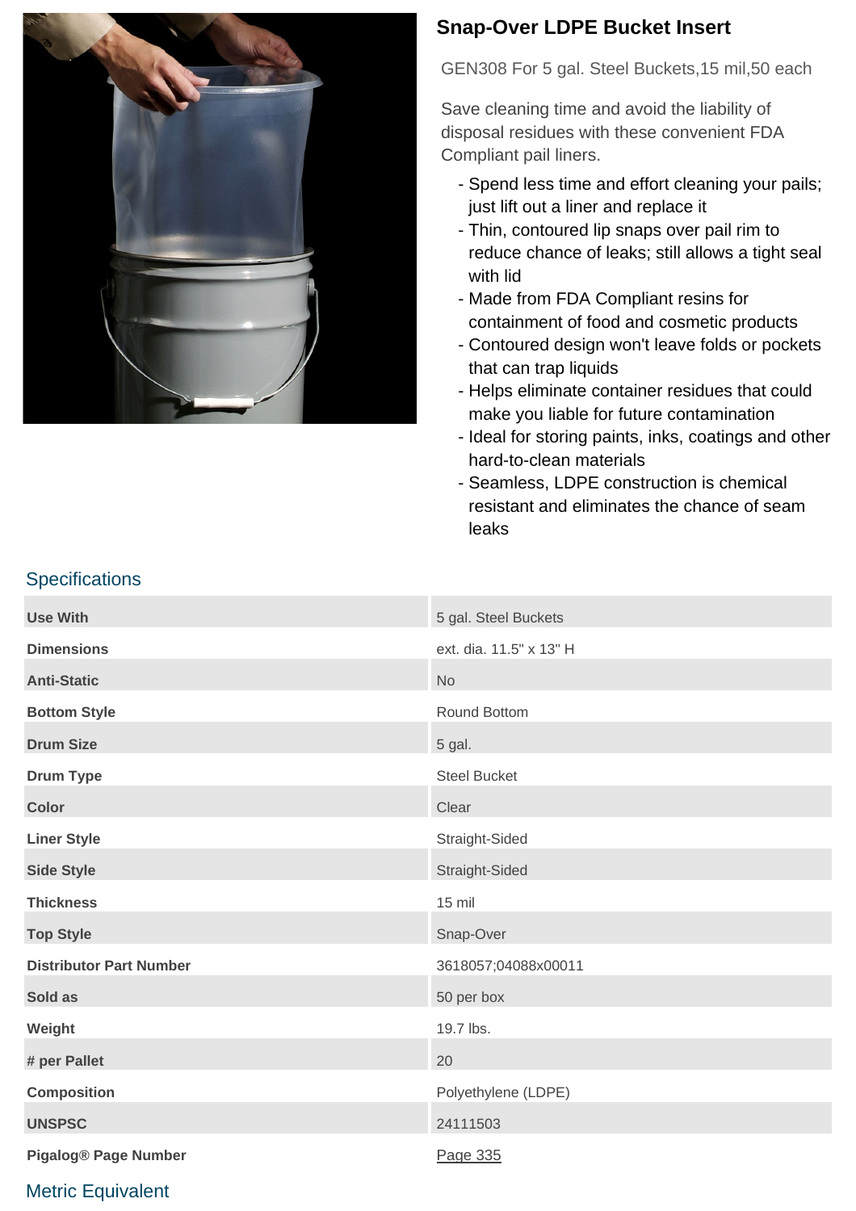# Snap-Over LDPE Bucket Insert

GEN308 For 5 gal. Steel Buckets,15 mil,50 each

Save cleaning time and avoid the liability of disposal residues with these convenient FDA Compliant pail liners.

- Spend less time and effort cleaning your pails; just lift out a liner and replace it
- Thin, contoured lip snaps over pail rim to reduce chance of leaks; still allows a tight seal with lid
- Made from FDA Compliant resins for containment of food and cosmetic products
- Contoured design won't leave folds or pockets that can trap liquids
- Helps eliminate container residues that could make you liable for future contamination
- Ideal for storing paints, inks, coatings and other hard-to-clean materials
- Seamless, LDPE construction is chemical resistant and eliminates the chance of seam leaks

## Specifications

| | |
|---|---|
| **Use With** | 5 gal. Steel Buckets |
| **Dimensions** | ext. dia. 11.5" x 13" H |
| **Anti-Static** | No |
| **Bottom Style** | Round Bottom |
| **Drum Size** | 5 gal. |
| **Drum Type** | Steel Bucket |
| **Color** | Clear |
| **Liner Style** | Straight-Sided |
| **Side Style** | Straight-Sided |
| **Thickness** | 15 mil |
| **Top Style** | Snap-Over |
| **Distributor Part Number** | 3618057;04088x00011 |
| **Sold as** | 50 per box |
| **Weight** | 19.7 lbs. |
| **# per Pallet** | 20 |
| **Composition** | Polyethylene (LDPE) |
| **UNSPSC** | 24111503 |
| **Pigalog® Page Number** | Page 335 |

## Metric Equivalent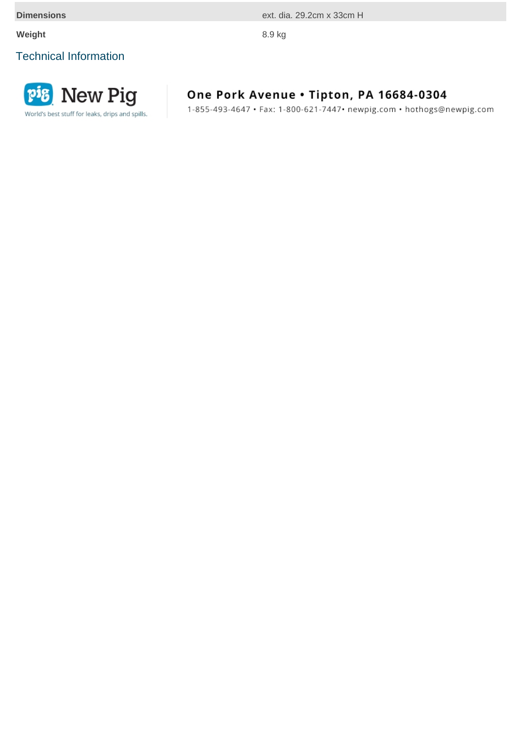| | |
|---|---|
| **Dimensions** | ext. dia. 29.2cm x 33cm H |
| **Weight** | 8.9 kg |

## Technical Information

New Pig
World's best stuff for leaks, drips and spills.

**One Pork Avenue • Tipton, PA 16684-0304**
1-855-493-4647 • Fax: 1-800-621-7447• newpig.com • hothogs@newpig.com